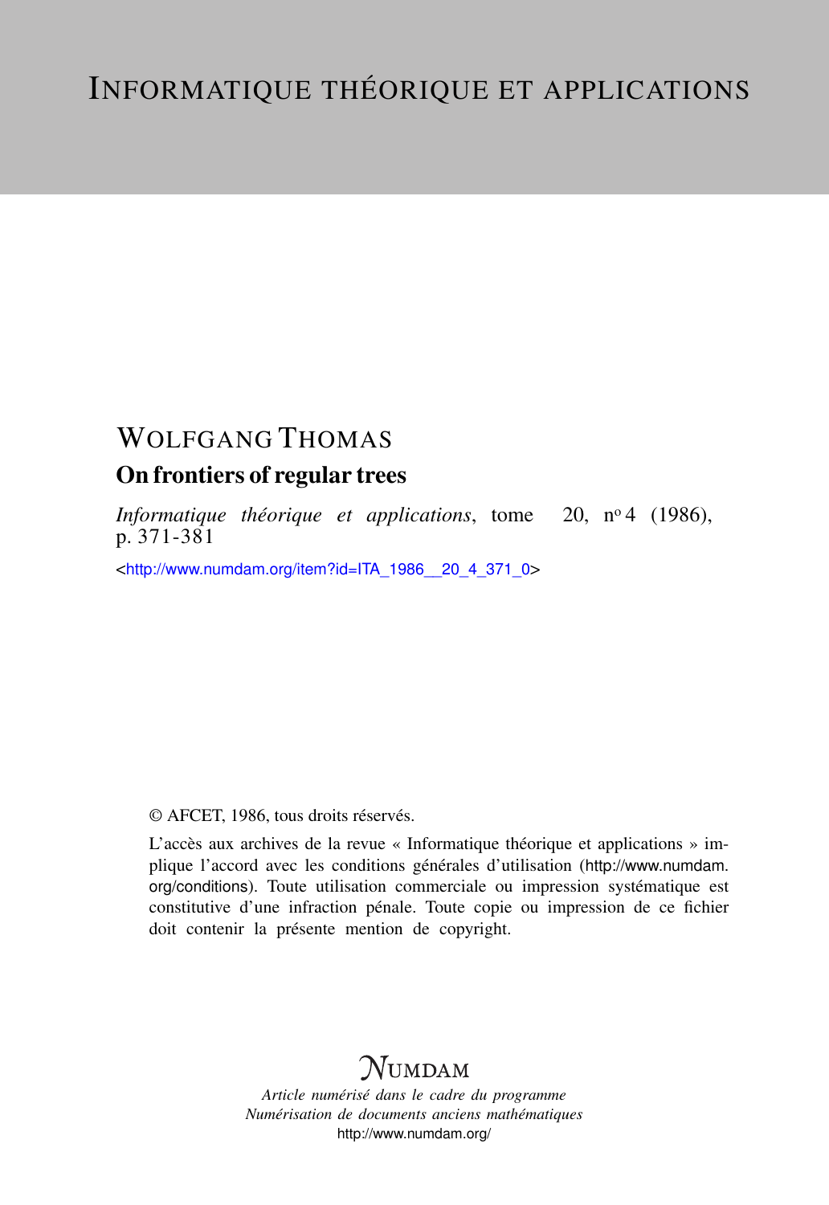# INFORMATIQUE THÉORIQUE ET APPLICATIONS

## WOLFGANG THOMAS

## On frontiers of regular trees

*Informatique théorique et applications*, tome 20, nº 4 (1986), p. 371-381

<http://www.numdam.org/item?id=ITA_1986__20_4_371_0>

© AFCET, 1986, tous droits réservés.

L'accès aux archives de la revue « Informatique théorique et applications » implique l'accord avec les conditions générales d'utilisation (http://www.numdam.org/conditions). Toute utilisation commerciale ou impression systématique est constitutive d'une infraction pénale. Toute copie ou impression de ce fichier doit contenir la présente mention de copyright.

NUMDAM

*Article numérisé dans le cadre du programme*
*Numérisation de documents anciens mathématiques*
http://www.numdam.org/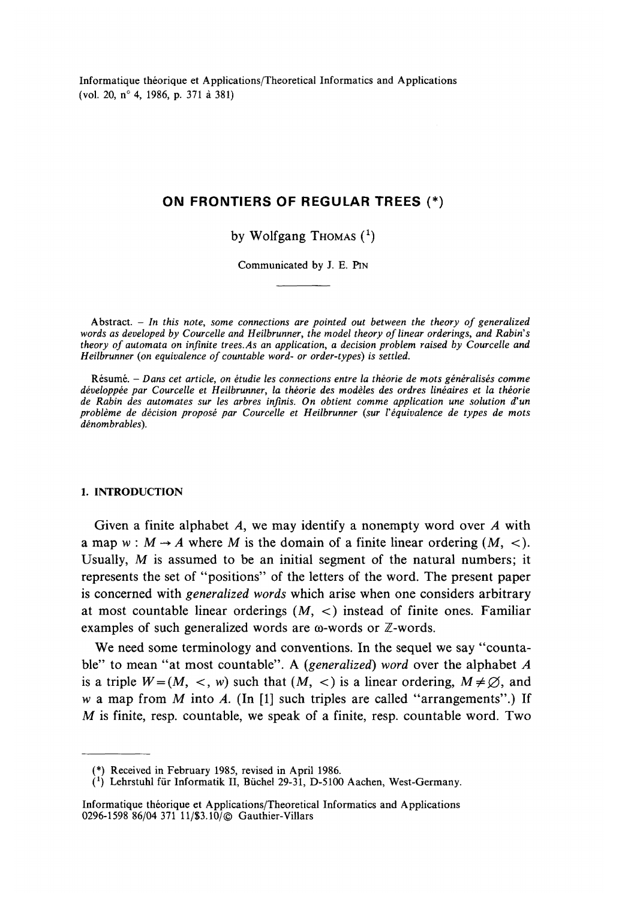Informatique théorique et Applications/Theoretical Informatics and Applications
(vol. 20, n° 4, 1986, p. 371 à 381)

# ON FRONTIERS OF REGULAR TREES (*)

by Wolfgang THOMAS [1]

Communicated by J. E. PIN

Abstract. – *In this note, some connections are pointed out between the theory of generalized words as developed by Courcelle and Heilbrunner, the model theory of linear orderings, and Rabin's theory of automata on infinite trees. As an application, a decision problem raised by Courcelle and Heilbrunner (on equivalence of countable word- or order-types) is settled.*

Résumé. – *Dans cet article, on étudie les connections entre la théorie de mots généralisés comme développée par Courcelle et Heilbrunner, la théorie des modèles des ordres linéaires et la théorie de Rabin des automates sur les arbres infinis. On obtient comme application une solution d'un problème de décision proposé par Courcelle et Heilbrunner (sur l'équivalence de types de mots dénombrables).*

## 1. INTRODUCTION

Given a finite alphabet $A$, we may identify a nonempty word over $A$ with a map $w : M \to A$ where $M$ is the domain of a finite linear ordering $(M, <)$. Usually, $M$ is assumed to be an initial segment of the natural numbers; it represents the set of "positions" of the letters of the word. The present paper is concerned with *generalized words* which arise when one considers arbitrary at most countable linear orderings $(M, <)$ instead of finite ones. Familiar examples of such generalized words are $\omega$-words or $\mathbb{Z}$-words.

We need some terminology and conventions. In the sequel we say "countable" to mean "at most countable". A (*generalized*) *word* over the alphabet $A$ is a triple $W = (M, <, w)$ such that $(M, <)$ is a linear ordering, $M \neq \emptyset$, and $w$ a map from $M$ into $A$. (In [1] such triples are called "arrangements".) If $M$ is finite, resp. countable, we speak of a finite, resp. countable word. Two

---

(*) Received in February 1985, revised in April 1986.

[1] Lehrstuhl für Informatik II, Büchel 29-31, D-5100 Aachen, West-Germany.

Informatique théorique et Applications/Theoretical Informatics and Applications
0296-1598 86/04 371 11/$3.10/© Gauthier-Villars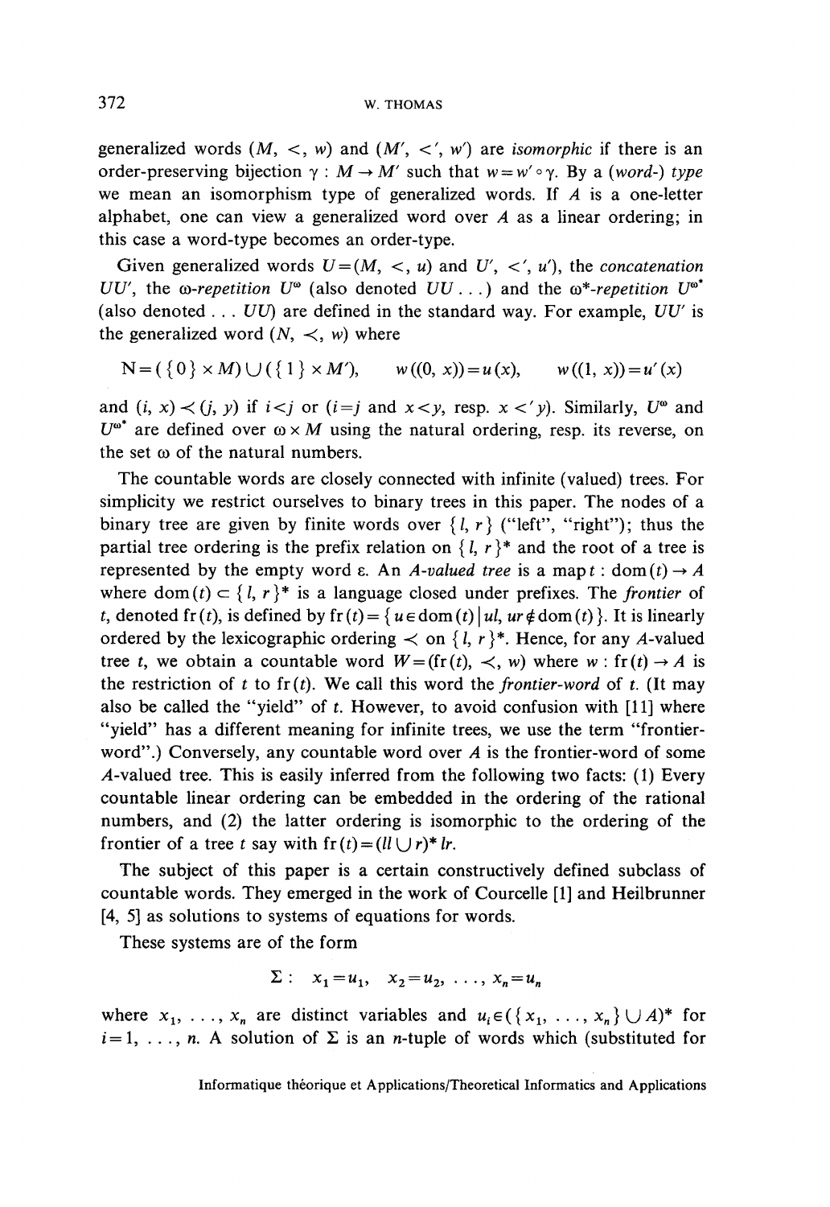generalized words $(M, <, w)$ and $(M', <', w')$ are *isomorphic* if there is an order-preserving bijection $\gamma : M \to M'$ such that $w = w' \circ \gamma$. By a *(word-) type* we mean an isomorphism type of generalized words. If $A$ is a one-letter alphabet, one can view a generalized word over $A$ as a linear ordering; in this case a word-type becomes an order-type.

Given generalized words $U = (M, <, u)$ and $U', <', u')$, the *concatenation* $UU'$, the *ω-repetition* $U^\omega$ (also denoted $UU\ldots$) and the *ω\*-repetition* $U^{\omega^*}$ (also denoted $\ldots UU$) are defined in the standard way. For example, $UU'$ is the generalized word $(N, \prec, w)$ where

$$N = (\{0\} \times M) \cup (\{1\} \times M'), \qquad w((0, x)) = u(x), \qquad w((1, x)) = u'(x)$$

and $(i, x) \prec (j, y)$ if $i < j$ or ($i = j$ and $x < y$, resp. $x <' y$). Similarly, $U^\omega$ and $U^{\omega^*}$ are defined over $\omega \times M$ using the natural ordering, resp. its reverse, on the set $\omega$ of the natural numbers.

The countable words are closely connected with infinite (valued) trees. For simplicity we restrict ourselves to binary trees in this paper. The nodes of a binary tree are given by finite words over $\{l, r\}$ ("left", "right"); thus the partial tree ordering is the prefix relation on $\{l, r\}^*$ and the root of a tree is represented by the empty word $\varepsilon$. An *A-valued tree* is a map $t : \mathrm{dom}(t) \to A$ where $\mathrm{dom}(t) \subset \{l, r\}^*$ is a language closed under prefixes. The *frontier* of $t$, denoted $\mathrm{fr}(t)$, is defined by $\mathrm{fr}(t) = \{u \in \mathrm{dom}(t) \mid ul, ur \notin \mathrm{dom}(t)\}$. It is linearly ordered by the lexicographic ordering $\prec$ on $\{l, r\}^*$. Hence, for any $A$-valued tree $t$, we obtain a countable word $W = (\mathrm{fr}(t), \prec, w)$ where $w : \mathrm{fr}(t) \to A$ is the restriction of $t$ to $\mathrm{fr}(t)$. We call this word the *frontier-word* of $t$. (It may also be called the "yield" of $t$. However, to avoid confusion with [11] where "yield" has a different meaning for infinite trees, we use the term "frontier-word".) Conversely, any countable word over $A$ is the frontier-word of some $A$-valued tree. This is easily inferred from the following two facts: (1) Every countable linear ordering can be embedded in the ordering of the rational numbers, and (2) the latter ordering is isomorphic to the ordering of the frontier of a tree $t$ say with $\mathrm{fr}(t) = (ll \cup r)^* lr$.

The subject of this paper is a certain constructively defined subclass of countable words. They emerged in the work of Courcelle [1] and Heilbrunner [4, 5] as solutions to systems of equations for words.

These systems are of the form

$$\Sigma : \quad x_1 = u_1, \quad x_2 = u_2, \quad \ldots, \quad x_n = u_n$$

where $x_1, \ldots, x_n$ are distinct variables and $u_i \in (\{x_1, \ldots, x_n\} \cup A)^*$ for $i = 1, \ldots, n$. A solution of $\Sigma$ is an $n$-tuple of words which (substituted for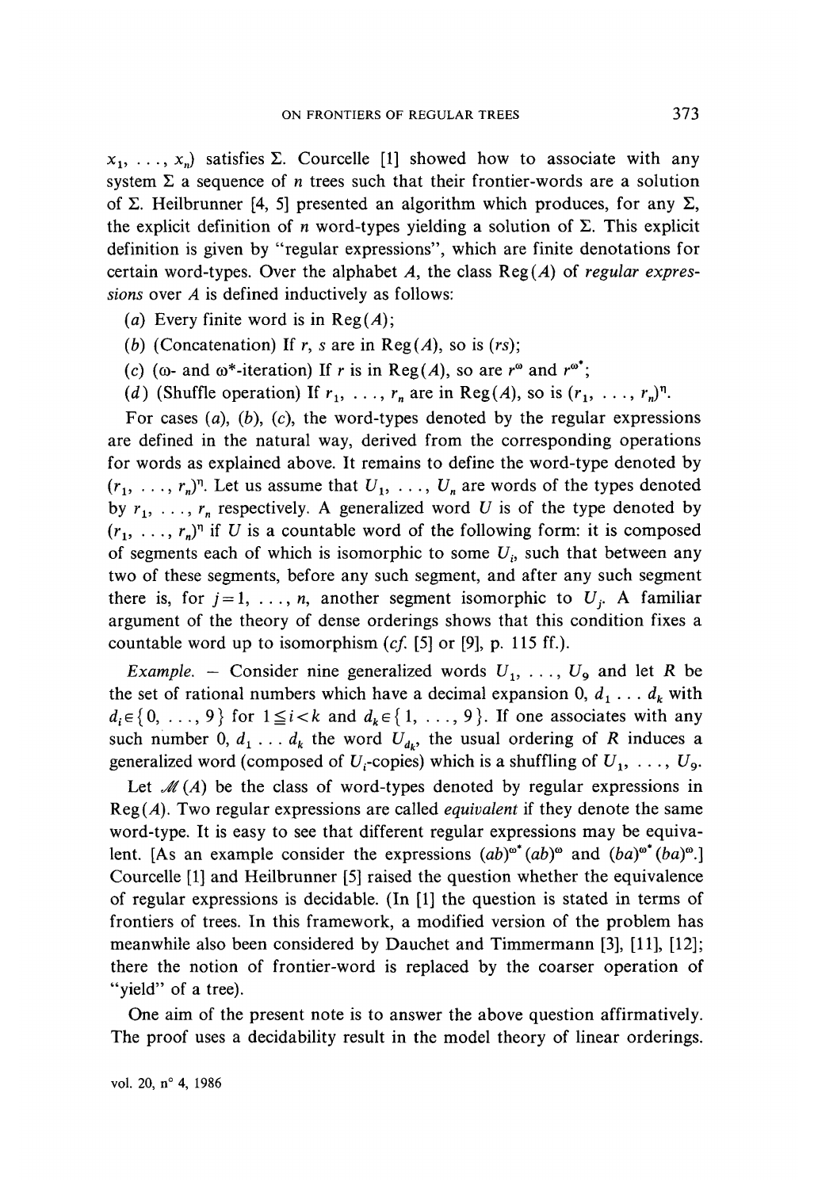$x_1, \ldots, x_n)$ satisfies $\Sigma$. Courcelle [1] showed how to associate with any system $\Sigma$ a sequence of $n$ trees such that their frontier-words are a solution of $\Sigma$. Heilbrunner [4, 5] presented an algorithm which produces, for any $\Sigma$, the explicit definition of $n$ word-types yielding a solution of $\Sigma$. This explicit definition is given by "regular expressions", which are finite denotations for certain word-types. Over the alphabet $A$, the class $\mathrm{Reg}(A)$ of *regular expressions* over $A$ is defined inductively as follows:

(*a*) Every finite word is in $\mathrm{Reg}(A)$;

(*b*) (Concatenation) If $r$, $s$ are in $\mathrm{Reg}(A)$, so is $(rs)$;

(*c*) ($\omega$- and $\omega^*$-iteration) If $r$ is in $\mathrm{Reg}(A)$, so are $r^\omega$ and $r^{\omega^*}$;

(*d*) (Shuffle operation) If $r_1, \ldots, r_n$ are in $\mathrm{Reg}(A)$, so is $(r_1, \ldots, r_n)^\eta$.

For cases (*a*), (*b*), (*c*), the word-types denoted by the regular expressions are defined in the natural way, derived from the corresponding operations for words as explained above. It remains to define the word-type denoted by $(r_1, \ldots, r_n)^\eta$. Let us assume that $U_1, \ldots, U_n$ are words of the types denoted by $r_1, \ldots, r_n$ respectively. A generalized word $U$ is of the type denoted by $(r_1, \ldots, r_n)^\eta$ if $U$ is a countable word of the following form: it is composed of segments each of which is isomorphic to some $U_i$, such that between any two of these segments, before any such segment, and after any such segment there is, for $j=1, \ldots, n$, another segment isomorphic to $U_j$. A familiar argument of the theory of dense orderings shows that this condition fixes a countable word up to isomorphism (*cf.* [5] or [9], p. 115 ff.).

*Example.* — Consider nine generalized words $U_1, \ldots, U_9$ and let $R$ be the set of rational numbers which have a decimal expansion $0, d_1 \ldots d_k$ with $d_i \in \{0, \ldots, 9\}$ for $1 \leqq i < k$ and $d_k \in \{1, \ldots, 9\}$. If one associates with any such number $0, d_1 \ldots d_k$ the word $U_{d_k}$, the usual ordering of $R$ induces a generalized word (composed of $U_i$-copies) which is a shuffling of $U_1, \ldots, U_9$.

Let $\mathscr{M}(A)$ be the class of word-types denoted by regular expressions in $\mathrm{Reg}(A)$. Two regular expressions are called *equivalent* if they denote the same word-type. It is easy to see that different regular expressions may be equivalent. [As an example consider the expressions $(ab)^{\omega^*}(ab)^\omega$ and $(ba)^{\omega^*}(ba)^\omega$.] Courcelle [1] and Heilbrunner [5] raised the question whether the equivalence of regular expressions is decidable. (In [1] the question is stated in terms of frontiers of trees. In this framework, a modified version of the problem has meanwhile also been considered by Dauchet and Timmermann [3], [11], [12]; there the notion of frontier-word is replaced by the coarser operation of "yield" of a tree).

One aim of the present note is to answer the above question affirmatively. The proof uses a decidability result in the model theory of linear orderings.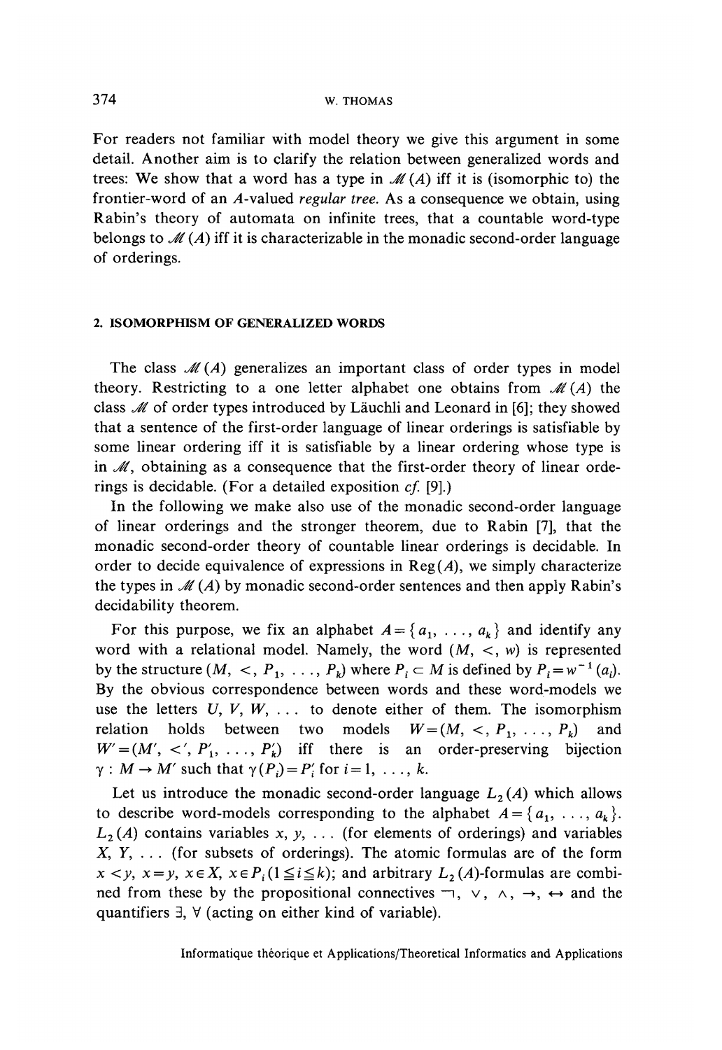For readers not familiar with model theory we give this argument in some detail. Another aim is to clarify the relation between generalized words and trees: We show that a word has a type in $\mathscr{M}(A)$ iff it is (isomorphic to) the frontier-word of an $A$-valued *regular tree*. As a consequence we obtain, using Rabin's theory of automata on infinite trees, that a countable word-type belongs to $\mathscr{M}(A)$ iff it is characterizable in the monadic second-order language of orderings.

## 2. ISOMORPHISM OF GENERALIZED WORDS

The class $\mathscr{M}(A)$ generalizes an important class of order types in model theory. Restricting to a one letter alphabet one obtains from $\mathscr{M}(A)$ the class $\mathscr{M}$ of order types introduced by Läuchli and Leonard in [6]; they showed that a sentence of the first-order language of linear orderings is satisfiable by some linear ordering iff it is satisfiable by a linear ordering whose type is in $\mathscr{M}$, obtaining as a consequence that the first-order theory of linear orderings is decidable. (For a detailed exposition *cf.* [9].)

In the following we make also use of the monadic second-order language of linear orderings and the stronger theorem, due to Rabin [7], that the monadic second-order theory of countable linear orderings is decidable. In order to decide equivalence of expressions in $\operatorname{Reg}(A)$, we simply characterize the types in $\mathscr{M}(A)$ by monadic second-order sentences and then apply Rabin's decidability theorem.

For this purpose, we fix an alphabet $A=\{a_1, \ldots, a_k\}$ and identify any word with a relational model. Namely, the word $(M, <, w)$ is represented by the structure $(M, <, P_1, \ldots, P_k)$ where $P_i \subset M$ is defined by $P_i = w^{-1}(a_i)$. By the obvious correspondence between words and these word-models we use the letters $U, V, W, \ldots$ to denote either of them. The isomorphism relation holds between two models $W=(M, <, P_1, \ldots, P_k)$ and $W'=(M', <', P'_1, \ldots, P'_k)$ iff there is an order-preserving bijection $\gamma: M \to M'$ such that $\gamma(P_i)=P'_i$ for $i=1, \ldots, k$.

Let us introduce the monadic second-order language $L_2(A)$ which allows to describe word-models corresponding to the alphabet $A=\{a_1, \ldots, a_k\}$. $L_2(A)$ contains variables $x, y, \ldots$ (for elements of orderings) and variables $X, Y, \ldots$ (for subsets of orderings). The atomic formulas are of the form $x<y$, $x=y$, $x \in X$, $x \in P_i (1 \leqq i \leqq k)$; and arbitrary $L_2(A)$-formulas are combined from these by the propositional connectives $\neg$, $\vee$, $\wedge$, $\rightarrow$, $\leftrightarrow$ and the quantifiers $\exists$, $\forall$ (acting on either kind of variable).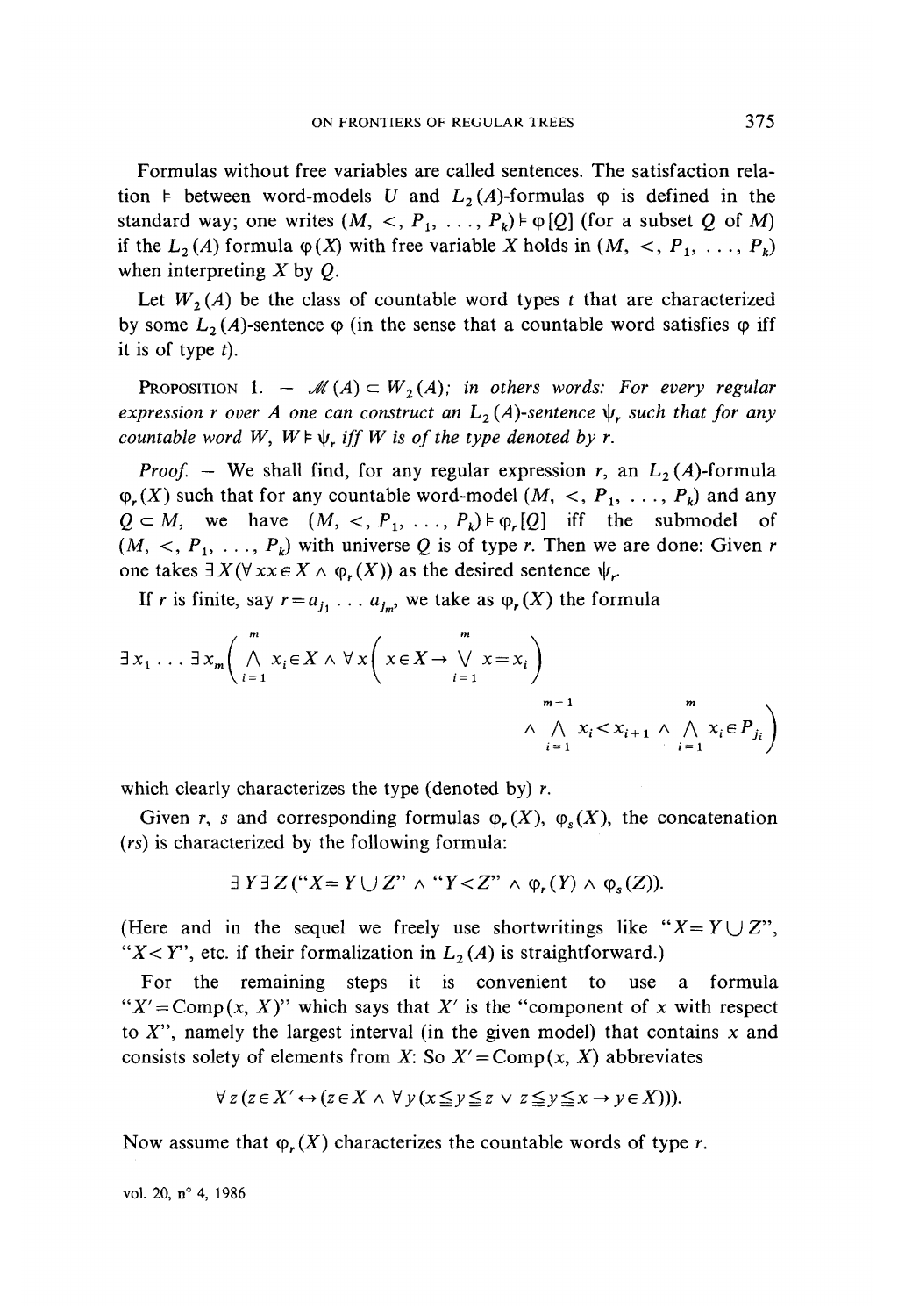Formulas without free variables are called sentences. The satisfaction relation $\models$ between word-models $U$ and $L_2(A)$-formulas $\varphi$ is defined in the standard way; one writes $(M, <, P_1, \ldots, P_k) \models \varphi[Q]$ (for a subset $Q$ of $M$) if the $L_2(A)$ formula $\varphi(X)$ with free variable $X$ holds in $(M, <, P_1, \ldots, P_k)$ when interpreting $X$ by $Q$.

Let $W_2(A)$ be the class of countable word types $t$ that are characterized by some $L_2(A)$-sentence $\varphi$ (in the sense that a countable word satisfies $\varphi$ iff it is of type $t$).

PROPOSITION 1. — *$\mathcal{M}(A) \subset W_2(A)$; in others words: For every regular expression $r$ over $A$ one can construct an $L_2(A)$-sentence $\psi_r$ such that for any countable word $W$, $W \models \psi_r$ iff $W$ is of the type denoted by $r$.*

*Proof.* — We shall find, for any regular expression $r$, an $L_2(A)$-formula $\varphi_r(X)$ such that for any countable word-model $(M, <, P_1, \ldots, P_k)$ and any $Q \subset M$, we have $(M, <, P_1, \ldots, P_k) \models \varphi_r[Q]$ iff the submodel of $(M, <, P_1, \ldots, P_k)$ with universe $Q$ is of type $r$. Then we are done: Given $r$ one takes $\exists X (\forall x\, x \in X \wedge \varphi_r(X))$ as the desired sentence $\psi_r$.

If $r$ is finite, say $r = a_{j_1} \ldots a_{j_m}$, we take as $\varphi_r(X)$ the formula

$$\exists x_1 \ldots \exists x_m \left( \bigwedge_{i=1}^{m} x_i \in X \wedge \forall x \left( x \in X \rightarrow \bigvee_{i=1}^{m} x = x_i \right) \wedge \bigwedge_{i=1}^{m-1} x_i < x_{i+1} \wedge \bigwedge_{i=1}^{m} x_i \in P_{j_i} \right)$$

which clearly characterizes the type (denoted by) $r$.

Given $r$, $s$ and corresponding formulas $\varphi_r(X)$, $\varphi_s(X)$, the concatenation $(rs)$ is characterized by the following formula:

$$\exists Y \exists Z (\text{“}X = Y \cup Z\text{”} \wedge \text{“}Y < Z\text{”} \wedge \varphi_r(Y) \wedge \varphi_s(Z)).$$

(Here and in the sequel we freely use shortwritings like “$X = Y \cup Z$”, “$X < Y$”, etc. if their formalization in $L_2(A)$ is straightforward.)

For the remaining steps it is convenient to use a formula “$X' = \mathrm{Comp}(x, X)$” which says that $X'$ is the “component of $x$ with respect to $X$”, namely the largest interval (in the given model) that contains $x$ and consists solety of elements from $X$: So $X' = \mathrm{Comp}(x, X)$ abbreviates

$$\forall z (z \in X' \leftrightarrow (z \in X \wedge \forall y (x \leq y \leq z \vee z \leq y \leq x \rightarrow y \in X))).$$

Now assume that $\varphi_r(X)$ characterizes the countable words of type $r$.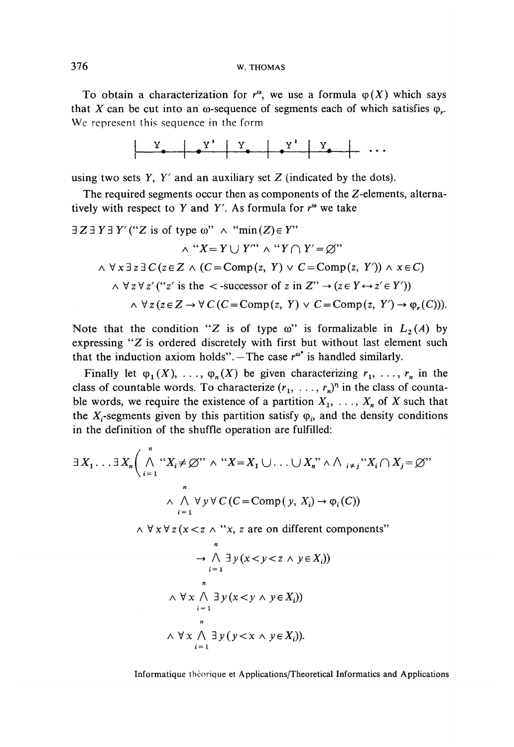To obtain a characterization for $r^\omega$, we use a formula $\varphi(X)$ which says that $X$ can be cut into an $\omega$-sequence of segments each of which satisfies $\varphi_r$. We represent this sequence in the form

$$\vdash \underset{\bullet}{Y} \mid \underset{\bullet}{Y'} \mid \underset{\bullet}{Y} \mid \underset{\bullet}{Y'} \mid \underset{\bullet}{Y} \mid \ \cdots$$

using two sets $Y$, $Y'$ and an auxiliary set $Z$ (indicated by the dots).

The required segments occur then as components of the $Z$-elements, alternatively with respect to $Y$ and $Y'$. As formula for $r^\omega$ we take

$$\begin{aligned}
&\exists Z \exists Y \exists Y' (\text{“}Z \text{ is of type } \omega\text{”} \wedge \text{“}\min(Z) \in Y\text{”} \\
&\qquad \wedge \text{“}X = Y \cup Y'\text{”} \wedge \text{“}Y \cap Y' = \varnothing\text{”} \\
&\quad \wedge \forall x \exists z \exists C (z \in Z \wedge (C = \mathrm{Comp}(z, Y) \vee C = \mathrm{Comp}(z, Y')) \wedge x \in C) \\
&\qquad \wedge \forall z \forall z' (\text{“}z' \text{ is the } <\text{-successor of } z \text{ in } Z\text{”} \rightarrow (z \in Y \leftrightarrow z' \in Y')) \\
&\qquad\quad \wedge \forall z (z \in Z \rightarrow \forall C (C = \mathrm{Comp}(z, Y) \vee C = \mathrm{Comp}(z, Y') \rightarrow \varphi_r(C))).
\end{aligned}$$

Note that the condition "$Z$ is of type $\omega$" is formalizable in $L_2(A)$ by expressing "$Z$ is ordered discretely with first but without last element such that the induction axiom holds". — The case $r^{\omega^*}$ is handled similarly.

Finally let $\varphi_1(X), \ldots, \varphi_n(X)$ be given characterizing $r_1, \ldots, r_n$ in the class of countable words. To characterize $(r_1, \ldots, r_n)^\eta$ in the class of countable words, we require the existence of a partition $X_1, \ldots, X_n$ of $X$ such that the $X_i$-segments given by this partition satisfy $\varphi_i$, and the density conditions in the definition of the shuffle operation are fulfilled:

$$\begin{aligned}
&\exists X_1 \ldots \exists X_n \Big( \bigwedge_{i=1}^{n} \text{“}X_i \neq \varnothing\text{”} \wedge \text{“}X = X_1 \cup \ldots \cup X_n\text{”} \wedge \bigwedge_{i \neq j} \text{“}X_i \cap X_j = \varnothing\text{”} \\
&\qquad \wedge \bigwedge_{i=1}^{n} \forall y \forall C (C = \mathrm{Comp}(y, X_i) \rightarrow \varphi_i(C)) \\
&\qquad \wedge \forall x \forall z (x < z \wedge \text{“}x, z \text{ are on different components”} \\
&\qquad\qquad \rightarrow \bigwedge_{i=1}^{n} \exists y (x < y < z \wedge y \in X_i)) \\
&\qquad \wedge \forall x \bigwedge_{i=1}^{n} \exists y (x < y \wedge y \in X_i)) \\
&\qquad \wedge \forall x \bigwedge_{i=1}^{n} \exists y (y < x \wedge y \in X_i)).
\end{aligned}$$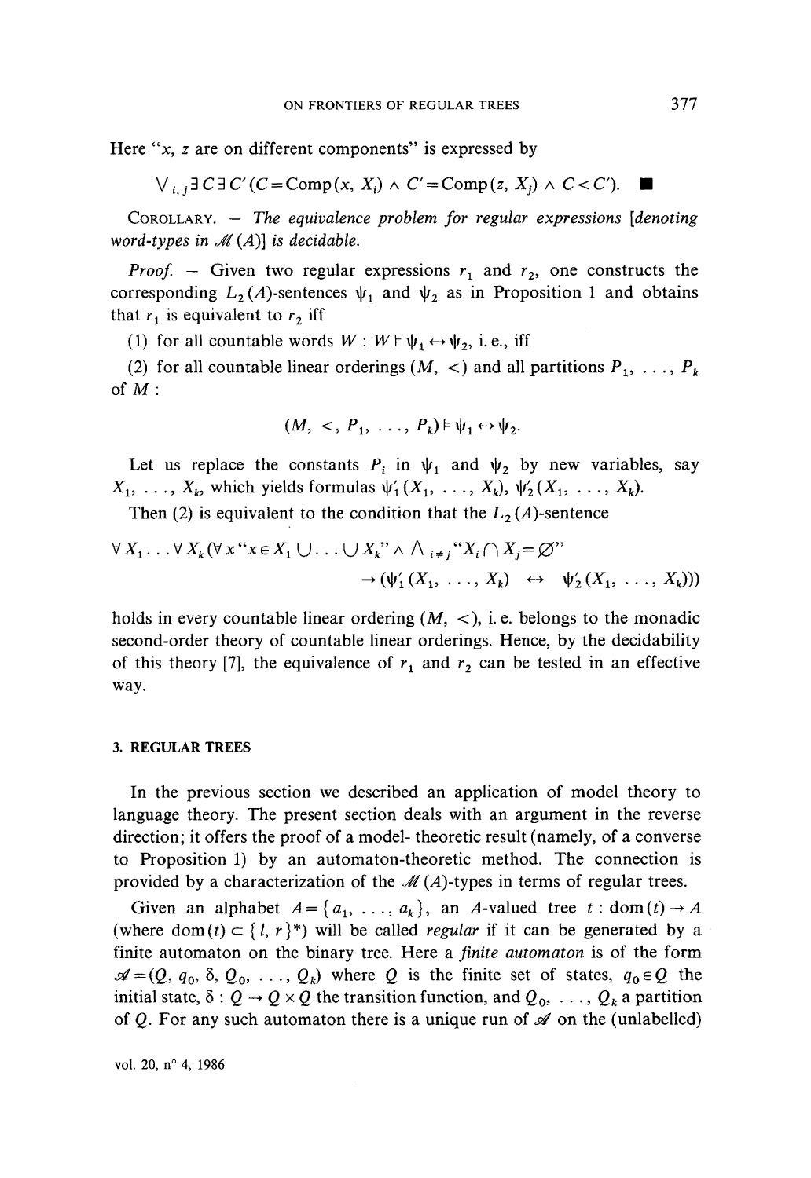Here "$x$, $z$ are on different components" is expressed by

$$\bigvee_{i,j} \exists C \exists C' (C = \mathrm{Comp}(x, X_i) \wedge C' = \mathrm{Comp}(z, X_j) \wedge C < C'). \quad \blacksquare$$

COROLLARY. — *The equivalence problem for regular expressions [denoting word-types in $\mathcal{M}(A)$] is decidable.*

*Proof.* — Given two regular expressions $r_1$ and $r_2$, one constructs the corresponding $L_2(A)$-sentences $\psi_1$ and $\psi_2$ as in Proposition 1 and obtains that $r_1$ is equivalent to $r_2$ iff

(1) for all countable words $W$ : $W \models \psi_1 \leftrightarrow \psi_2$, i. e., iff

(2) for all countable linear orderings $(M, <)$ and all partitions $P_1, \ldots, P_k$ of $M$ :

$$(M, <, P_1, \ldots, P_k) \models \psi_1 \leftrightarrow \psi_2.$$

Let us replace the constants $P_i$ in $\psi_1$ and $\psi_2$ by new variables, say $X_1, \ldots, X_k$, which yields formulas $\psi'_1(X_1, \ldots, X_k)$, $\psi'_2(X_1, \ldots, X_k)$.

Then (2) is equivalent to the condition that the $L_2(A)$-sentence

$$\forall X_1 \ldots \forall X_k (\forall x \text{ "} x \in X_1 \cup \ldots \cup X_k \text{"} \wedge \bigwedge_{i \neq j} \text{"} X_i \cap X_j = \varnothing \text{"} \\ \rightarrow (\psi'_1(X_1, \ldots, X_k) \leftrightarrow \psi'_2(X_1, \ldots, X_k)))$$

holds in every countable linear ordering $(M, <)$, i. e. belongs to the monadic second-order theory of countable linear orderings. Hence, by the decidability of this theory [7], the equivalence of $r_1$ and $r_2$ can be tested in an effective way.

## 3. REGULAR TREES

In the previous section we described an application of model theory to language theory. The present section deals with an argument in the reverse direction; it offers the proof of a model- theoretic result (namely, of a converse to Proposition 1) by an automaton-theoretic method. The connection is provided by a characterization of the $\mathcal{M}(A)$-types in terms of regular trees.

Given an alphabet $A = \{a_1, \ldots, a_k\}$, an $A$-valued tree $t : \mathrm{dom}(t) \rightarrow A$ (where $\mathrm{dom}(t) \subset \{l, r\}^*$) will be called *regular* if it can be generated by a finite automaton on the binary tree. Here a *finite automaton* is of the form $\mathcal{A} = (Q, q_0, \delta, Q_0, \ldots, Q_k)$ where $Q$ is the finite set of states, $q_0 \in Q$ the initial state, $\delta : Q \rightarrow Q \times Q$ the transition function, and $Q_0, \ldots, Q_k$ a partition of $Q$. For any such automaton there is a unique run of $\mathcal{A}$ on the (unlabelled)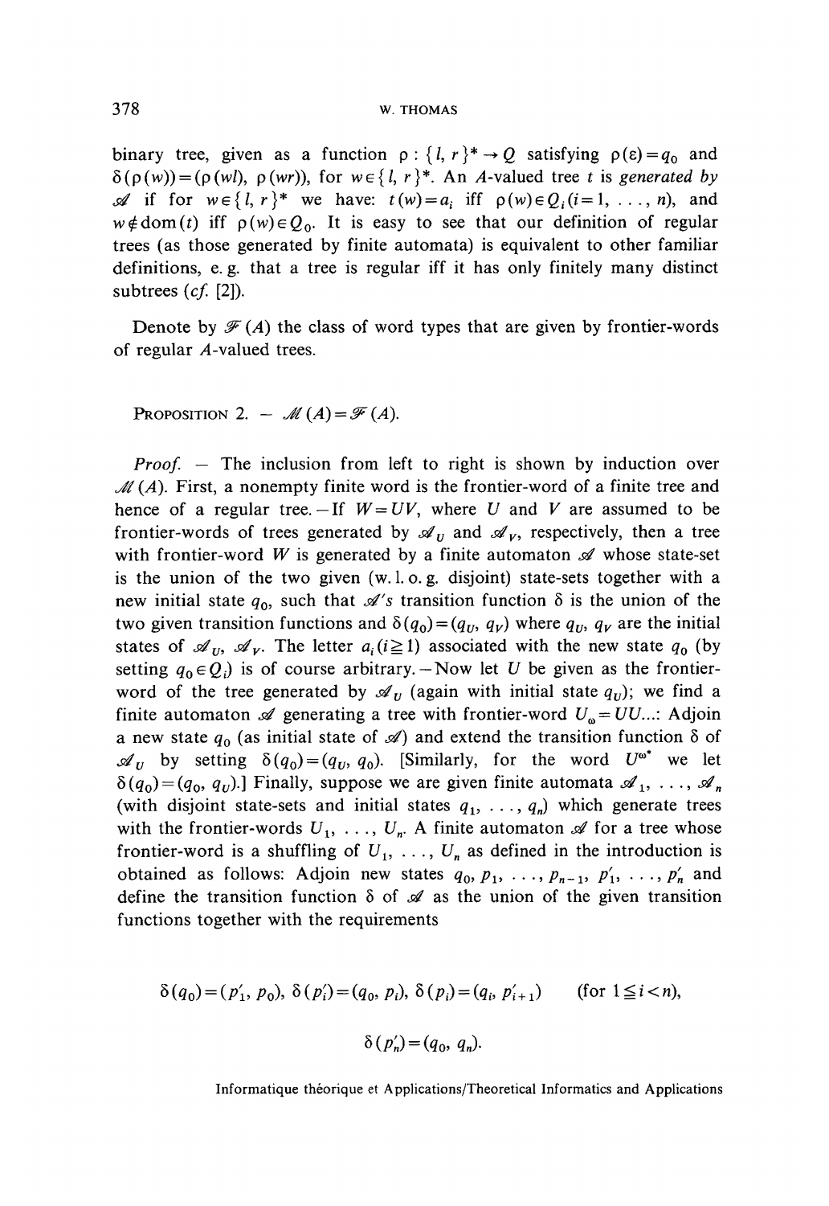binary tree, given as a function $\rho : \{l, r\}^* \to Q$ satisfying $\rho(\varepsilon) = q_0$ and $\delta(\rho(w)) = (\rho(wl), \rho(wr))$, for $w \in \{l, r\}^*$. An $A$-valued tree $t$ is *generated by* $\mathscr{A}$ if for $w \in \{l, r\}^*$ we have: $t(w) = a_i$ iff $\rho(w) \in Q_i (i = 1, \ldots, n)$, and $w \notin \text{dom}(t)$ iff $\rho(w) \in Q_0$. It is easy to see that our definition of regular trees (as those generated by finite automata) is equivalent to other familiar definitions, e. g. that a tree is regular iff it has only finitely many distinct subtrees (*cf.* [2]).

Denote by $\mathscr{F}(A)$ the class of word types that are given by frontier-words of regular $A$-valued trees.

PROPOSITION 2. — $\mathscr{M}(A) = \mathscr{F}(A)$.

*Proof.* — The inclusion from left to right is shown by induction over $\mathscr{M}(A)$. First, a nonempty finite word is the frontier-word of a finite tree and hence of a regular tree. — If $W = UV$, where $U$ and $V$ are assumed to be frontier-words of trees generated by $\mathscr{A}_U$ and $\mathscr{A}_V$, respectively, then a tree with frontier-word $W$ is generated by a finite automaton $\mathscr{A}$ whose state-set is the union of the two given (w. l. o. g. disjoint) state-sets together with a new initial state $q_0$, such that $\mathscr{A}$'s transition function $\delta$ is the union of the two given transition functions and $\delta(q_0) = (q_U, q_V)$ where $q_U$, $q_V$ are the initial states of $\mathscr{A}_U$, $\mathscr{A}_V$. The letter $a_i (i \geqq 1)$ associated with the new state $q_0$ (by setting $q_0 \in Q_i$) is of course arbitrary. — Now let $U$ be given as the frontier-word of the tree generated by $\mathscr{A}_U$ (again with initial state $q_U$); we find a finite automaton $\mathscr{A}$ generating a tree with frontier-word $U_\omega = UU \ldots$: Adjoin a new state $q_0$ (as initial state of $\mathscr{A}$) and extend the transition function $\delta$ of $\mathscr{A}_U$ by setting $\delta(q_0) = (q_U, q_0)$. [Similarly, for the word $U^{\omega^*}$ we let $\delta(q_0) = (q_0, q_U)$.] Finally, suppose we are given finite automata $\mathscr{A}_1, \ldots, \mathscr{A}_n$ (with disjoint state-sets and initial states $q_1, \ldots, q_n$) which generate trees with the frontier-words $U_1, \ldots, U_n$. A finite automaton $\mathscr{A}$ for a tree whose frontier-word is a shuffling of $U_1, \ldots, U_n$ as defined in the introduction is obtained as follows: Adjoin new states $q_0, p_1, \ldots, p_{n-1}, p'_1, \ldots, p'_n$ and define the transition function $\delta$ of $\mathscr{A}$ as the union of the given transition functions together with the requirements

$$\delta(q_0) = (p'_1, p_0),\ \delta(p'_i) = (q_0, p_i),\ \delta(p_i) = (q_i, p'_{i+1}) \qquad (\text{for } 1 \leqq i < n),$$

$$\delta(p'_n) = (q_0, q_n).$$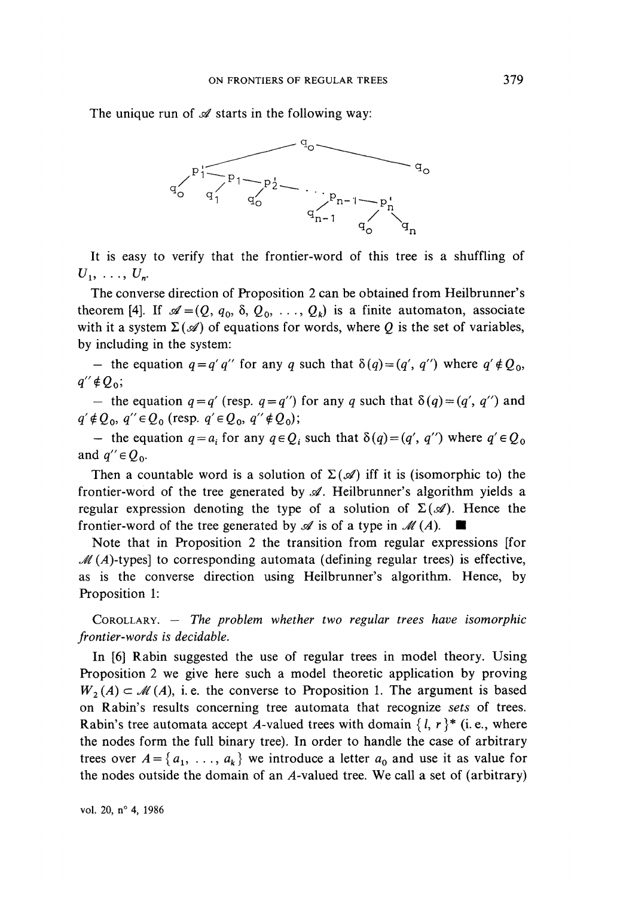The unique run of $\mathscr{A}$ starts in the following way:

It is easy to verify that the frontier-word of this tree is a shuffling of $U_1, \ldots, U_n$.

The converse direction of Proposition 2 can be obtained from Heilbrunner's theorem [4]. If $\mathscr{A} = (Q, q_0, \delta, Q_0, \ldots, Q_k)$ is a finite automaton, associate with it a system $\Sigma(\mathscr{A})$ of equations for words, where $Q$ is the set of variables, by including in the system:

– the equation $q = q' q''$ for any $q$ such that $\delta(q) = (q', q'')$ where $q' \notin Q_0$, $q'' \notin Q_0$;

– the equation $q = q'$ (resp. $q = q''$) for any $q$ such that $\delta(q) = (q', q'')$ and $q' \notin Q_0$, $q'' \in Q_0$ (resp. $q' \in Q_0$, $q'' \notin Q_0$);

– the equation $q = a_i$ for any $q \in Q_i$ such that $\delta(q) = (q', q'')$ where $q' \in Q_0$ and $q'' \in Q_0$.

Then a countable word is a solution of $\Sigma(\mathscr{A})$ iff it is (isomorphic to) the frontier-word of the tree generated by $\mathscr{A}$. Heilbrunner's algorithm yields a regular expression denoting the type of a solution of $\Sigma(\mathscr{A})$. Hence the frontier-word of the tree generated by $\mathscr{A}$ is of a type in $\mathscr{M}(A)$. ■

Note that in Proposition 2 the transition from regular expressions [for $\mathscr{M}(A)$-types] to corresponding automata (defining regular trees) is effective, as is the converse direction using Heilbrunner's algorithm. Hence, by Proposition 1:

COROLLARY. – *The problem whether two regular trees have isomorphic frontier-words is decidable.*

In [6] Rabin suggested the use of regular trees in model theory. Using Proposition 2 we give here such a model theoretic application by proving $W_2(A) \subset \mathscr{M}(A)$, i. e. the converse to Proposition 1. The argument is based on Rabin's results concerning tree automata that recognize *sets* of trees. Rabin's tree automata accept $A$-valued trees with domain $\{l, r\}^*$ (i. e., where the nodes form the full binary tree). In order to handle the case of arbitrary trees over $A = \{a_1, \ldots, a_k\}$ we introduce a letter $a_0$ and use it as value for the nodes outside the domain of an $A$-valued tree. We call a set of (arbitrary)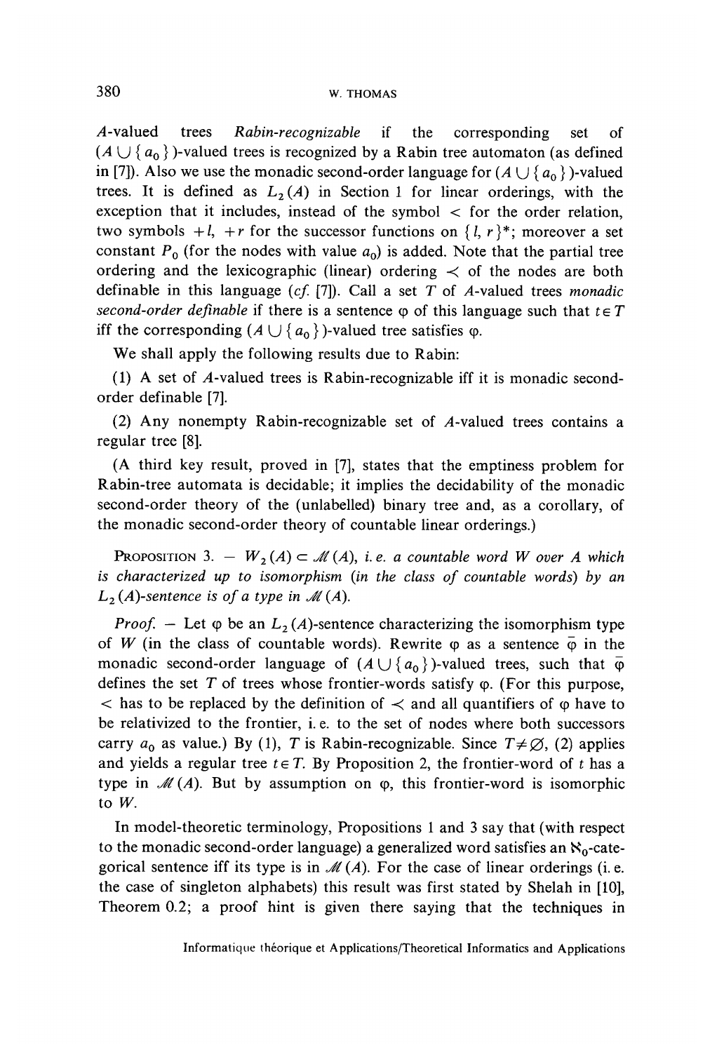$A$-valued trees *Rabin-recognizable* if the corresponding set of $(A \cup \{a_0\})$-valued trees is recognized by a Rabin tree automaton (as defined in [7]). Also we use the monadic second-order language for $(A \cup \{a_0\})$-valued trees. It is defined as $L_2(A)$ in Section 1 for linear orderings, with the exception that it includes, instead of the symbol $<$ for the order relation, two symbols $+l$, $+r$ for the successor functions on $\{l, r\}^*$; moreover a set constant $P_0$ (for the nodes with value $a_0$) is added. Note that the partial tree ordering and the lexicographic (linear) ordering $\prec$ of the nodes are both definable in this language (*cf.* [7]). Call a set $T$ of $A$-valued trees *monadic second-order definable* if there is a sentence $\varphi$ of this language such that $t \in T$ iff the corresponding $(A \cup \{a_0\})$-valued tree satisfies $\varphi$.

We shall apply the following results due to Rabin:

(1) A set of $A$-valued trees is Rabin-recognizable iff it is monadic second-order definable [7].

(2) Any nonempty Rabin-recognizable set of $A$-valued trees contains a regular tree [8].

(A third key result, proved in [7], states that the emptiness problem for Rabin-tree automata is decidable; it implies the decidability of the monadic second-order theory of the (unlabelled) binary tree and, as a corollary, of the monadic second-order theory of countable linear orderings.)

PROPOSITION 3. — *$W_2(A) \subset \mathcal{M}(A)$, i.e. a countable word $W$ over $A$ which is characterized up to isomorphism (in the class of countable words) by an $L_2(A)$-sentence is of a type in $\mathcal{M}(A)$.*

*Proof.* — Let $\varphi$ be an $L_2(A)$-sentence characterizing the isomorphism type of $W$ (in the class of countable words). Rewrite $\varphi$ as a sentence $\bar{\varphi}$ in the monadic second-order language of $(A \cup \{a_0\})$-valued trees, such that $\bar{\varphi}$ defines the set $T$ of trees whose frontier-words satisfy $\varphi$. (For this purpose, $<$ has to be replaced by the definition of $\prec$ and all quantifiers of $\varphi$ have to be relativized to the frontier, i.e. to the set of nodes where both successors carry $a_0$ as value.) By (1), $T$ is Rabin-recognizable. Since $T \neq \emptyset$, (2) applies and yields a regular tree $t \in T$. By Proposition 2, the frontier-word of $t$ has a type in $\mathcal{M}(A)$. But by assumption on $\varphi$, this frontier-word is isomorphic to $W$.

In model-theoretic terminology, Propositions 1 and 3 say that (with respect to the monadic second-order language) a generalized word satisfies an $\aleph_0$-categorical sentence iff its type is in $\mathcal{M}(A)$. For the case of linear orderings (i.e. the case of singleton alphabets) this result was first stated by Shelah in [10], Theorem 0.2; a proof hint is given there saying that the techniques in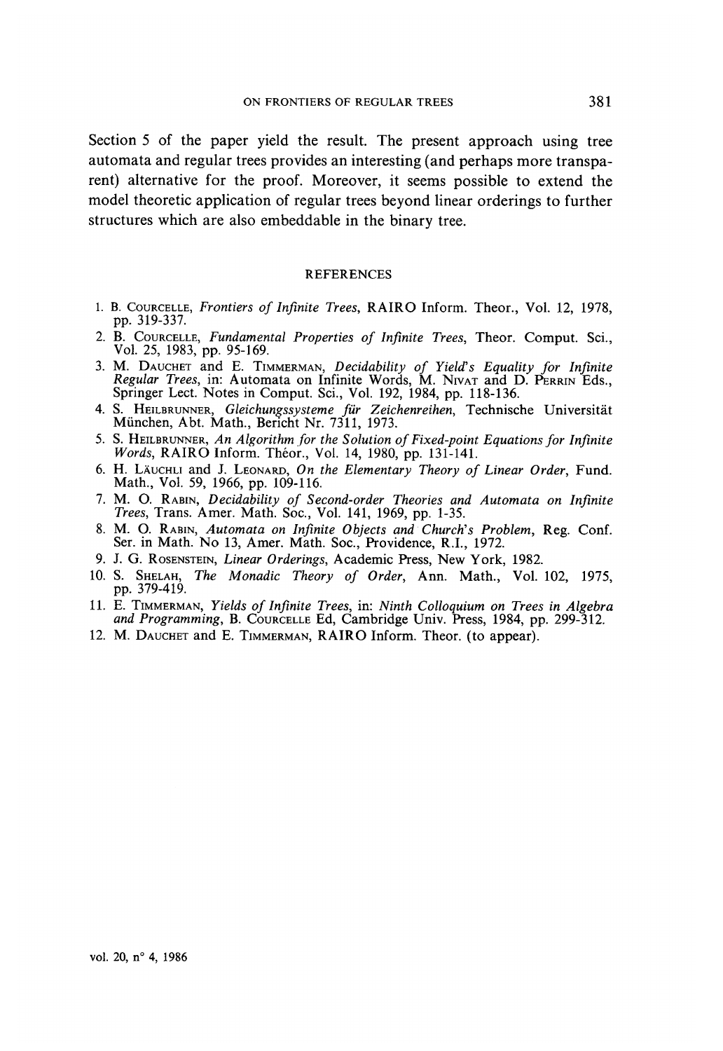Section 5 of the paper yield the result. The present approach using tree automata and regular trees provides an interesting (and perhaps more transparent) alternative for the proof. Moreover, it seems possible to extend the model theoretic application of regular trees beyond linear orderings to further structures which are also embeddable in the binary tree.

## REFERENCES

1. B. Courcelle, *Frontiers of Infinite Trees*, RAIRO Inform. Theor., Vol. 12, 1978, pp. 319-337.
2. B. Courcelle, *Fundamental Properties of Infinite Trees*, Theor. Comput. Sci., Vol. 25, 1983, pp. 95-169.
3. M. Dauchet and E. Timmerman, *Decidability of Yield's Equality for Infinite Regular Trees*, in: Automata on Infinite Words, M. Nivat and D. Perrin Eds., Springer Lect. Notes in Comput. Sci., Vol. 192, 1984, pp. 118-136.
4. S. Heilbrunner, *Gleichungssysteme für Zeichenreihen*, Technische Universität München, Abt. Math., Bericht Nr. 7311, 1973.
5. S. Heilbrunner, *An Algorithm for the Solution of Fixed-point Equations for Infinite Words*, RAIRO Inform. Théor., Vol. 14, 1980, pp. 131-141.
6. H. Läuchli and J. Leonard, *On the Elementary Theory of Linear Order*, Fund. Math., Vol. 59, 1966, pp. 109-116.
7. M. O. Rabin, *Decidability of Second-order Theories and Automata on Infinite Trees*, Trans. Amer. Math. Soc., Vol. 141, 1969, pp. 1-35.
8. M. O. Rabin, *Automata on Infinite Objects and Church's Problem*, Reg. Conf. Ser. in Math. No 13, Amer. Math. Soc., Providence, R.I., 1972.
9. J. G. Rosenstein, *Linear Orderings*, Academic Press, New York, 1982.
10. S. Shelah, *The Monadic Theory of Order*, Ann. Math., Vol. 102, 1975, pp. 379-419.
11. E. Timmerman, *Yields of Infinite Trees*, in: *Ninth Colloquium on Trees in Algebra and Programming*, B. Courcelle Ed, Cambridge Univ. Press, 1984, pp. 299-312.
12. M. Dauchet and E. Timmerman, RAIRO Inform. Theor. (to appear).